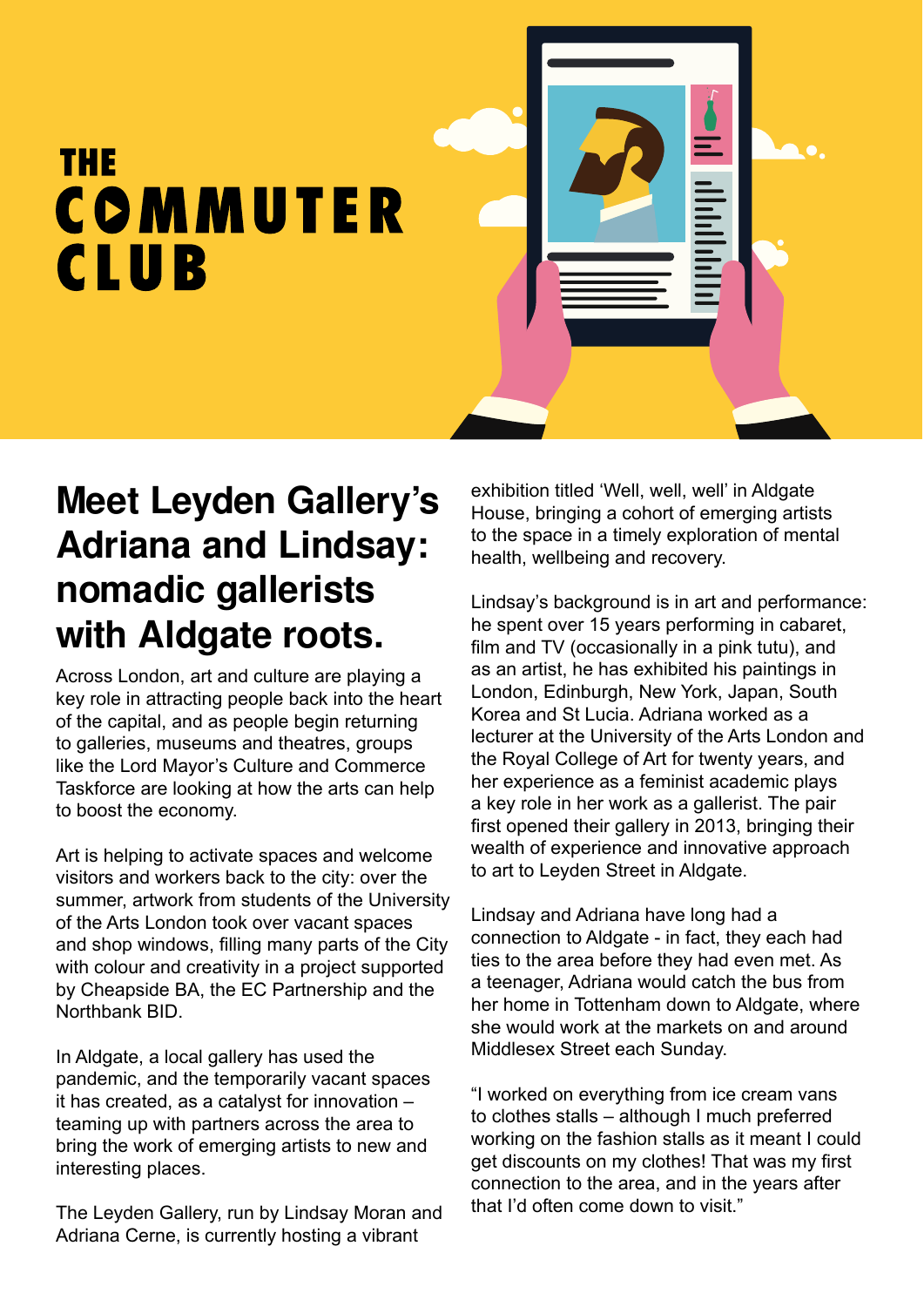# THE COMMUTER CLUB

## Meet Leyden Gallery's Adriana and Lindsay: nomadic gallerists with Aldgate roots.

Across London, art and culture are playing a key role in attracting people back into the heart of the capital, and as people begin returning to galleries, museums and theatres, groups like the Lord Mayor's Culture and Commerce Taskforce are looking at how the arts can help to boost the economy.

Art is helping to activate spaces and welcome visitors and workers back to the city: over the summer, artwork from students of the University of the Arts London took over vacant spaces and shop windows, filling many parts of the City with colour and creativity in a project supported by Cheapside BA, the EC Partnership and the Northbank BID.

In Aldgate, a local gallery has used the pandemic, and the temporarily vacant spaces it has created, as a catalyst for innovation – teaming up with partners across the area to bring the work of emerging artists to new and interesting places.

The Leyden Gallery, run by Lindsay Moran and Adriana Cerne, is currently hosting a vibrant exhibition titled 'Well, well, well' in Aldgate House, bringing a cohort of emerging artists to the space in a timely exploration of mental health, wellbeing and recovery.

Lindsay's background is in art and performance: he spent over 15 years performing in cabaret, film and TV (occasionally in a pink tutu), and as an artist, he has exhibited his paintings in London, Edinburgh, New York, Japan, South Korea and St Lucia. Adriana worked as a lecturer at the University of the Arts London and the Royal College of Art for twenty years, and her experience as a feminist academic plays a key role in her work as a gallerist. The pair first opened their gallery in 2013, bringing their wealth of experience and innovative approach to art to Leyden Street in Aldgate.

Lindsay and Adriana have long had a connection to Aldgate - in fact, they each had ties to the area before they had even met. As a teenager, Adriana would catch the bus from her home in Tottenham down to Aldgate, where she would work at the markets on and around Middlesex Street each Sunday.

"I worked on everything from ice cream vans to clothes stalls – although I much preferred working on the fashion stalls as it meant I could get discounts on my clothes! That was my first connection to the area, and in the years after that I'd often come down to visit."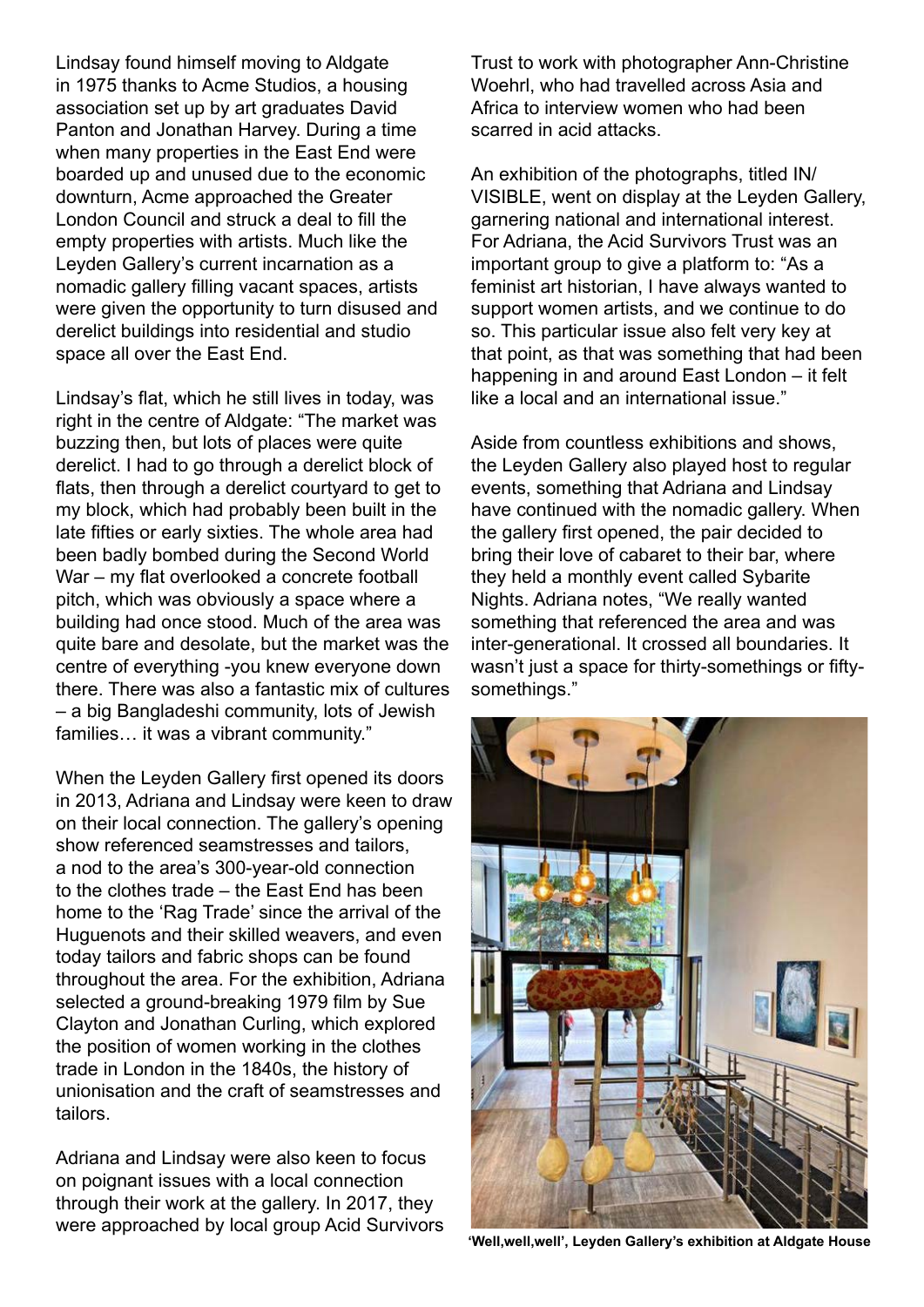Lindsay found himself moving to Aldgate in 1975 thanks to Acme Studios, a housing association set up by art graduates David Panton and Jonathan Harvey. During a time when many properties in the East End were boarded up and unused due to the economic downturn, Acme approached the Greater London Council and struck a deal to fill the empty properties with artists. Much like the Leyden Gallery's current incarnation as a nomadic gallery filling vacant spaces, artists were given the opportunity to turn disused and derelict buildings into residential and studio space all over the East End.

Lindsay's flat, which he still lives in today, was right in the centre of Aldgate: "The market was buzzing then, but lots of places were quite derelict. I had to go through a derelict block of flats, then through a derelict courtyard to get to my block, which had probably been built in the late fifties or early sixties. The whole area had been badly bombed during the Second World War – my flat overlooked a concrete football pitch, which was obviously a space where a building had once stood. Much of the area was quite bare and desolate, but the market was the centre of everything -you knew everyone down there. There was also a fantastic mix of cultures – a big Bangladeshi community, lots of Jewish families… it was a vibrant community."

When the Leyden Gallery first opened its doors in 2013, Adriana and Lindsay were keen to draw on their local connection. The gallery's opening show referenced seamstresses and tailors, a nod to the area's 300-year-old connection to the clothes trade – the East End has been home to the 'Rag Trade' since the arrival of the Huguenots and their skilled weavers, and even today tailors and fabric shops can be found throughout the area. For the exhibition, Adriana selected a ground-breaking 1979 film by Sue Clayton and Jonathan Curling, which explored the position of women working in the clothes trade in London in the 1840s, the history of unionisation and the craft of seamstresses and tailors.

Adriana and Lindsay were also keen to focus on poignant issues with a local connection through their work at the gallery. In 2017, they were approached by local group Acid Survivors Trust to work with photographer Ann-Christine Woehrl, who had travelled across Asia and Africa to interview women who had been scarred in acid attacks.

An exhibition of the photographs, titled IN/VISIBLE, went on display at the Leyden Gallery, garnering national and international interest. For Adriana, the Acid Survivors Trust was an important group to give a platform to: "As a feminist art historian, I have always wanted to support women artists, and we continue to do so. This particular issue also felt very key at that point, as that was something that had been happening in and around East London – it felt like a local and an international issue."

Aside from countless exhibitions and shows, the Leyden Gallery also played host to regular events, something that Adriana and Lindsay have continued with the nomadic gallery. When the gallery first opened, the pair decided to bring their love of cabaret to their bar, where they held a monthly event called Sybarite Nights. Adriana notes, "We really wanted something that referenced the area and was inter-generational. It crossed all boundaries. It wasn't just a space for thirty-somethings or fifty-somethings."

**'Well,well,well', Leyden Gallery's exhibition at Aldgate House**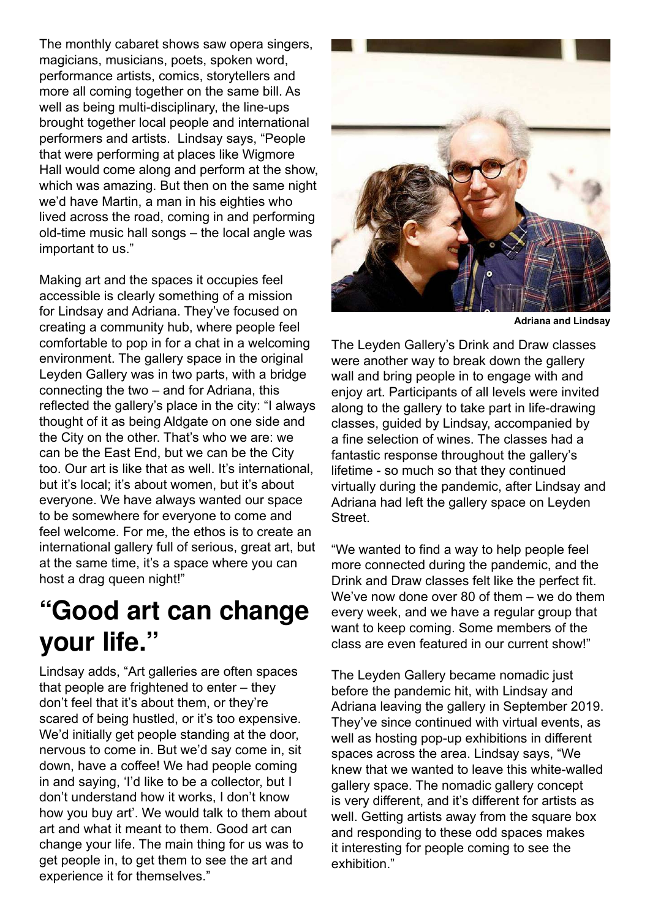The monthly cabaret shows saw opera singers, magicians, musicians, poets, spoken word, performance artists, comics, storytellers and more all coming together on the same bill. As well as being multi-disciplinary, the line-ups brought together local people and international performers and artists. Lindsay says, "People that were performing at places like Wigmore Hall would come along and perform at the show, which was amazing. But then on the same night we'd have Martin, a man in his eighties who lived across the road, coming in and performing old-time music hall songs – the local angle was important to us."

Making art and the spaces it occupies feel accessible is clearly something of a mission for Lindsay and Adriana. They've focused on creating a community hub, where people feel comfortable to pop in for a chat in a welcoming environment. The gallery space in the original Leyden Gallery was in two parts, with a bridge connecting the two – and for Adriana, this reflected the gallery's place in the city: "I always thought of it as being Aldgate on one side and the City on the other. That's who we are: we can be the East End, but we can be the City too. Our art is like that as well. It's international, but it's local; it's about women, but it's about everyone. We have always wanted our space to be somewhere for everyone to come and feel welcome. For me, the ethos is to create an international gallery full of serious, great art, but at the same time, it's a space where you can host a drag queen night!"

## "Good art can change your life."

Lindsay adds, "Art galleries are often spaces that people are frightened to enter – they don't feel that it's about them, or they're scared of being hustled, or it's too expensive. We'd initially get people standing at the door, nervous to come in. But we'd say come in, sit down, have a coffee! We had people coming in and saying, 'I'd like to be a collector, but I don't understand how it works, I don't know how you buy art'. We would talk to them about art and what it meant to them. Good art can change your life. The main thing for us was to get people in, to get them to see the art and experience it for themselves."

**Adriana and Lindsay**

The Leyden Gallery's Drink and Draw classes were another way to break down the gallery wall and bring people in to engage with and enjoy art. Participants of all levels were invited along to the gallery to take part in life-drawing classes, guided by Lindsay, accompanied by a fine selection of wines. The classes had a fantastic response throughout the gallery's lifetime - so much so that they continued virtually during the pandemic, after Lindsay and Adriana had left the gallery space on Leyden Street.

"We wanted to find a way to help people feel more connected during the pandemic, and the Drink and Draw classes felt like the perfect fit. We've now done over 80 of them – we do them every week, and we have a regular group that want to keep coming. Some members of the class are even featured in our current show!"

The Leyden Gallery became nomadic just before the pandemic hit, with Lindsay and Adriana leaving the gallery in September 2019. They've since continued with virtual events, as well as hosting pop-up exhibitions in different spaces across the area. Lindsay says, "We knew that we wanted to leave this white-walled gallery space. The nomadic gallery concept is very different, and it's different for artists as well. Getting artists away from the square box and responding to these odd spaces makes it interesting for people coming to see the exhibition."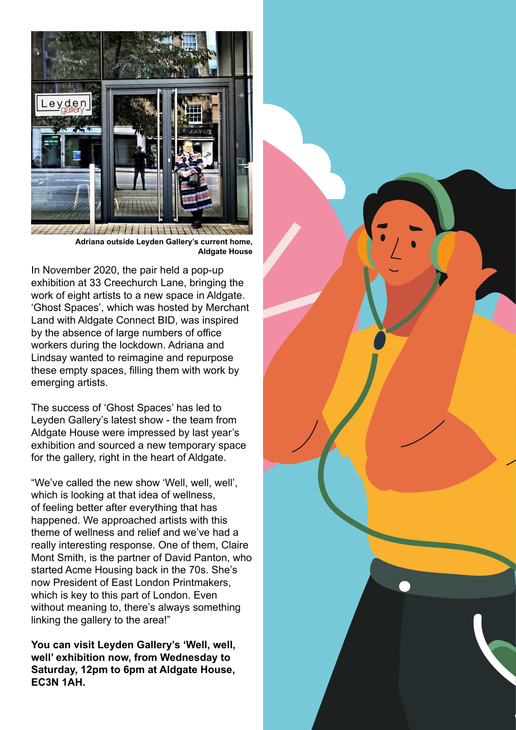Adriana outside Leyden Gallery's current home, Aldgate House

In November 2020, the pair held a pop-up exhibition at 33 Creechurch Lane, bringing the work of eight artists to a new space in Aldgate. 'Ghost Spaces', which was hosted by Merchant Land with Aldgate Connect BID, was inspired by the absence of large numbers of office workers during the lockdown. Adriana and Lindsay wanted to reimagine and repurpose these empty spaces, filling them with work by emerging artists.

The success of 'Ghost Spaces' has led to Leyden Gallery's latest show - the team from Aldgate House were impressed by last year's exhibition and sourced a new temporary space for the gallery, right in the heart of Aldgate.

"We've called the new show 'Well, well, well', which is looking at that idea of wellness, of feeling better after everything that has happened. We approached artists with this theme of wellness and relief and we've had a really interesting response. One of them, Claire Mont Smith, is the partner of David Panton, who started Acme Housing back in the 70s. She's now President of East London Printmakers, which is key to this part of London. Even without meaning to, there's always something linking the gallery to the area!"

**You can visit Leyden Gallery's 'Well, well, well' exhibition now, from Wednesday to Saturday, 12pm to 6pm at Aldgate House, EC3N 1AH.**